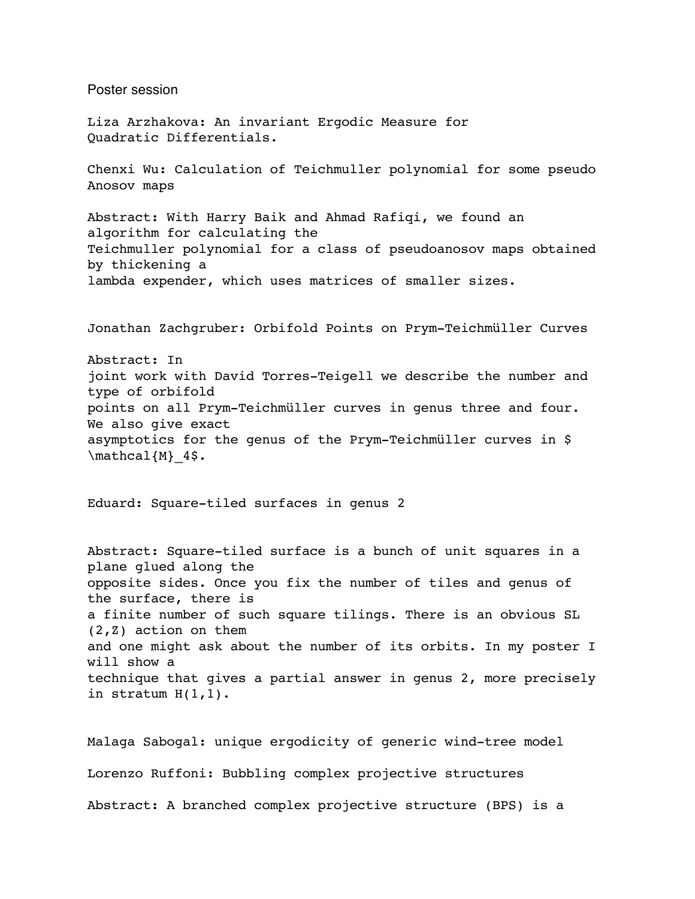Poster session

Liza Arzhakova: An invariant Ergodic Measure for Quadratic Differentials.

Chenxi Wu: Calculation of Teichmuller polynomial for some pseudo Anosov maps

Abstract: With Harry Baik and Ahmad Rafiqi, we found an algorithm for calculating the Teichmuller polynomial for a class of pseudoanosov maps obtained by thickening a lambda expender, which uses matrices of smaller sizes.

Jonathan Zachgruber: Orbifold Points on Prym-Teichmüller Curves

Abstract: In joint work with David Torres-Teigell we describe the number and type of orbifold points on all Prym-Teichmüller curves in genus three and four. We also give exact asymptotics for the genus of the Prym-Teichmüller curves in $\mathcal{M}_4$.

Eduard: Square-tiled surfaces in genus 2

Abstract: Square-tiled surface is a bunch of unit squares in a plane glued along the opposite sides. Once you fix the number of tiles and genus of the surface, there is a finite number of such square tilings. There is an obvious $SL(2,\mathbb{Z})$ action on them and one might ask about the number of its orbits. In my poster I will show a technique that gives a partial answer in genus 2, more precisely in stratum $H(1,1)$.

Malaga Sabogal: unique ergodicity of generic wind-tree model

Lorenzo Ruffoni: Bubbling complex projective structures

Abstract: A branched complex projective structure (BPS) is a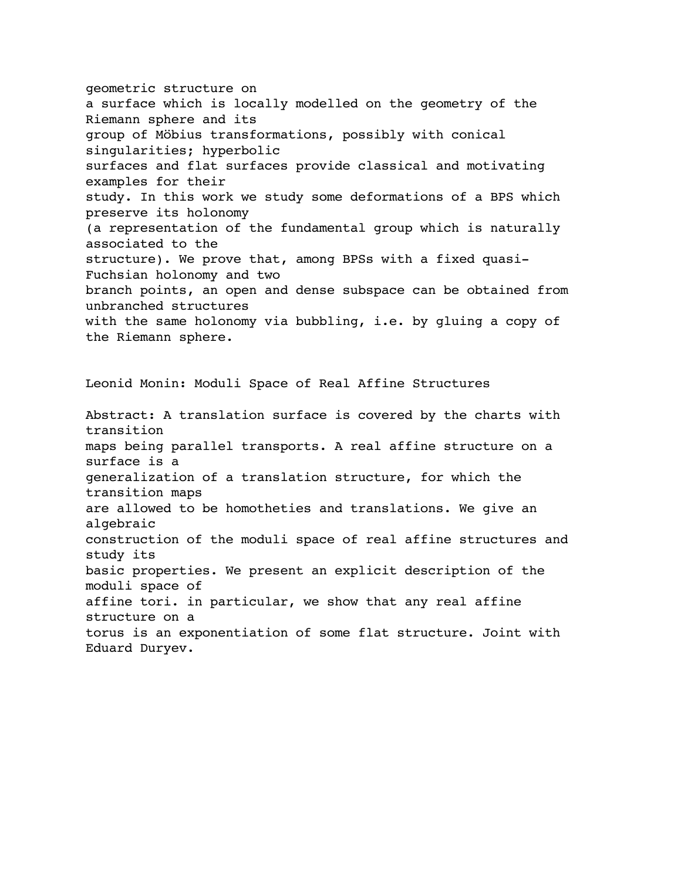geometric structure on a surface which is locally modelled on the geometry of the Riemann sphere and its group of Möbius transformations, possibly with conical singularities; hyperbolic surfaces and flat surfaces provide classical and motivating examples for their study. In this work we study some deformations of a BPS which preserve its holonomy (a representation of the fundamental group which is naturally associated to the structure). We prove that, among BPSs with a fixed quasi-Fuchsian holonomy and two branch points, an open and dense subspace can be obtained from unbranched structures with the same holonomy via bubbling, i.e. by gluing a copy of the Riemann sphere.

Leonid Monin: Moduli Space of Real Affine Structures

Abstract: A translation surface is covered by the charts with transition maps being parallel transports. A real affine structure on a surface is a generalization of a translation structure, for which the transition maps are allowed to be homotheties and translations. We give an algebraic construction of the moduli space of real affine structures and study its basic properties. We present an explicit description of the moduli space of affine tori. in particular, we show that any real affine structure on a torus is an exponentiation of some flat structure. Joint with Eduard Duryev.